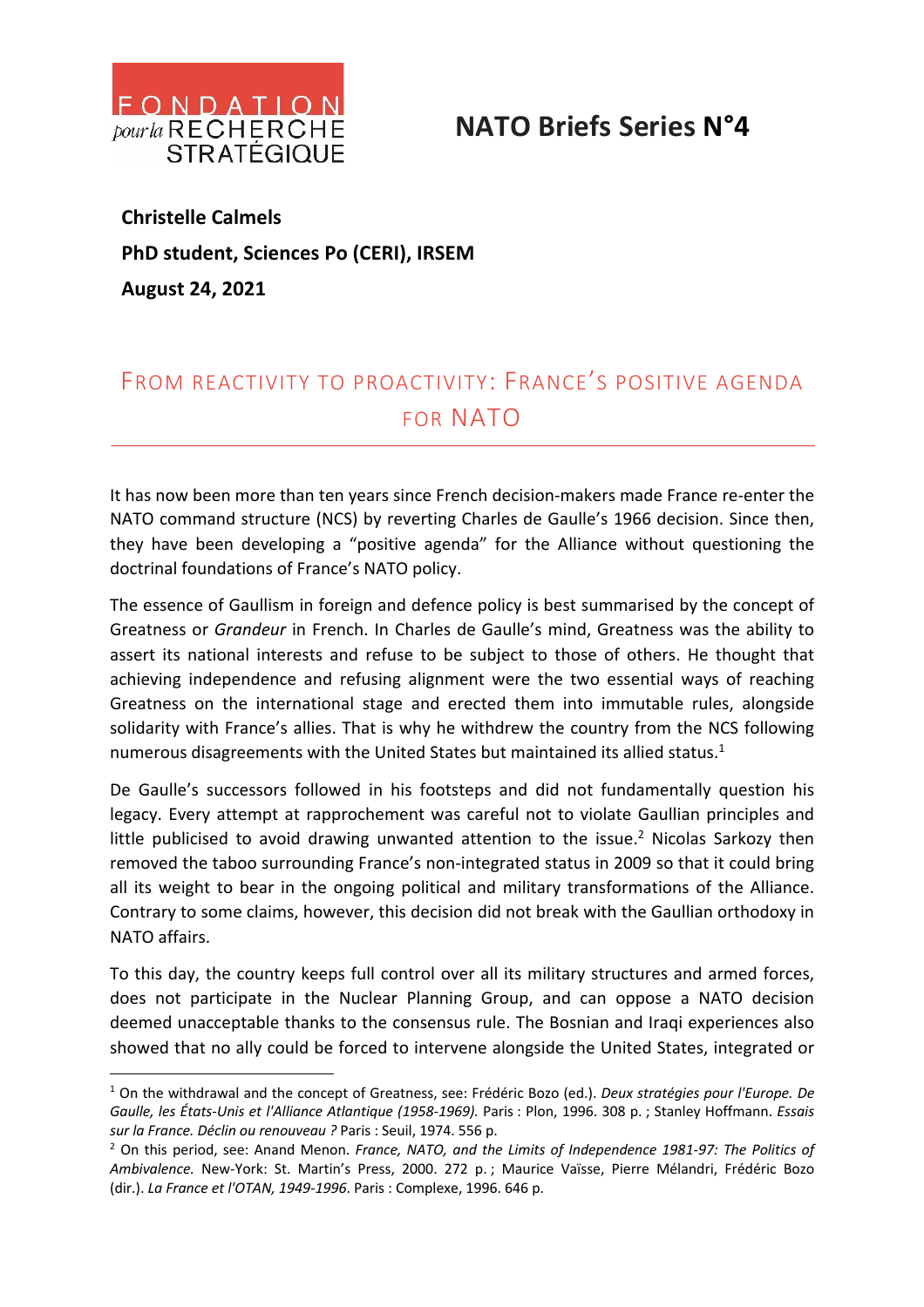FONDATION pour la RECHERCHE STRATÉGIQUE

# NATO Briefs Series N°4

**Christelle Calmels**

**PhD student, Sciences Po (CERI), IRSEM**

**August 24, 2021**

## FROM REACTIVITY TO PROACTIVITY: FRANCE'S POSITIVE AGENDA FOR NATO

It has now been more than ten years since French decision-makers made France re-enter the NATO command structure (NCS) by reverting Charles de Gaulle's 1966 decision. Since then, they have been developing a "positive agenda" for the Alliance without questioning the doctrinal foundations of France's NATO policy.

The essence of Gaullism in foreign and defence policy is best summarised by the concept of Greatness or *Grandeur* in French. In Charles de Gaulle's mind, Greatness was the ability to assert its national interests and refuse to be subject to those of others. He thought that achieving independence and refusing alignment were the two essential ways of reaching Greatness on the international stage and erected them into immutable rules, alongside solidarity with France's allies. That is why he withdrew the country from the NCS following numerous disagreements with the United States but maintained its allied status.[1]

De Gaulle's successors followed in his footsteps and did not fundamentally question his legacy. Every attempt at rapprochement was careful not to violate Gaullian principles and little publicised to avoid drawing unwanted attention to the issue.[2] Nicolas Sarkozy then removed the taboo surrounding France's non-integrated status in 2009 so that it could bring all its weight to bear in the ongoing political and military transformations of the Alliance. Contrary to some claims, however, this decision did not break with the Gaullian orthodoxy in NATO affairs.

To this day, the country keeps full control over all its military structures and armed forces, does not participate in the Nuclear Planning Group, and can oppose a NATO decision deemed unacceptable thanks to the consensus rule. The Bosnian and Iraqi experiences also showed that no ally could be forced to intervene alongside the United States, integrated or

---

[1] On the withdrawal and the concept of Greatness, see: Frédéric Bozo (ed.). *Deux stratégies pour l'Europe. De Gaulle, les États-Unis et l'Alliance Atlantique (1958-1969).* Paris : Plon, 1996. 308 p. ; Stanley Hoffmann. *Essais sur la France. Déclin ou renouveau ?* Paris : Seuil, 1974. 556 p.

[2] On this period, see: Anand Menon. *France, NATO, and the Limits of Independence 1981-97: The Politics of Ambivalence.* New-York: St. Martin's Press, 2000. 272 p. ; Maurice Vaïsse, Pierre Mélandri, Frédéric Bozo (dir.). *La France et l'OTAN, 1949-1996*. Paris : Complexe, 1996. 646 p.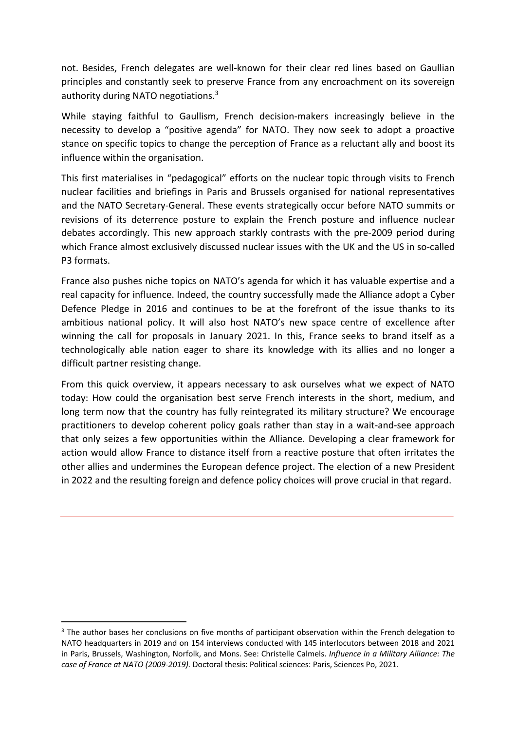not. Besides, French delegates are well-known for their clear red lines based on Gaullian principles and constantly seek to preserve France from any encroachment on its sovereign authority during NATO negotiations.[3]

While staying faithful to Gaullism, French decision-makers increasingly believe in the necessity to develop a "positive agenda" for NATO. They now seek to adopt a proactive stance on specific topics to change the perception of France as a reluctant ally and boost its influence within the organisation.

This first materialises in "pedagogical" efforts on the nuclear topic through visits to French nuclear facilities and briefings in Paris and Brussels organised for national representatives and the NATO Secretary-General. These events strategically occur before NATO summits or revisions of its deterrence posture to explain the French posture and influence nuclear debates accordingly. This new approach starkly contrasts with the pre-2009 period during which France almost exclusively discussed nuclear issues with the UK and the US in so-called P3 formats.

France also pushes niche topics on NATO's agenda for which it has valuable expertise and a real capacity for influence. Indeed, the country successfully made the Alliance adopt a Cyber Defence Pledge in 2016 and continues to be at the forefront of the issue thanks to its ambitious national policy. It will also host NATO's new space centre of excellence after winning the call for proposals in January 2021. In this, France seeks to brand itself as a technologically able nation eager to share its knowledge with its allies and no longer a difficult partner resisting change.

From this quick overview, it appears necessary to ask ourselves what we expect of NATO today: How could the organisation best serve French interests in the short, medium, and long term now that the country has fully reintegrated its military structure? We encourage practitioners to develop coherent policy goals rather than stay in a wait-and-see approach that only seizes a few opportunities within the Alliance. Developing a clear framework for action would allow France to distance itself from a reactive posture that often irritates the other allies and undermines the European defence project. The election of a new President in 2022 and the resulting foreign and defence policy choices will prove crucial in that regard.

---

[3] The author bases her conclusions on five months of participant observation within the French delegation to NATO headquarters in 2019 and on 154 interviews conducted with 145 interlocutors between 2018 and 2021 in Paris, Brussels, Washington, Norfolk, and Mons. See: Christelle Calmels. *Influence in a Military Alliance: The case of France at NATO (2009-2019).* Doctoral thesis: Political sciences: Paris, Sciences Po, 2021.